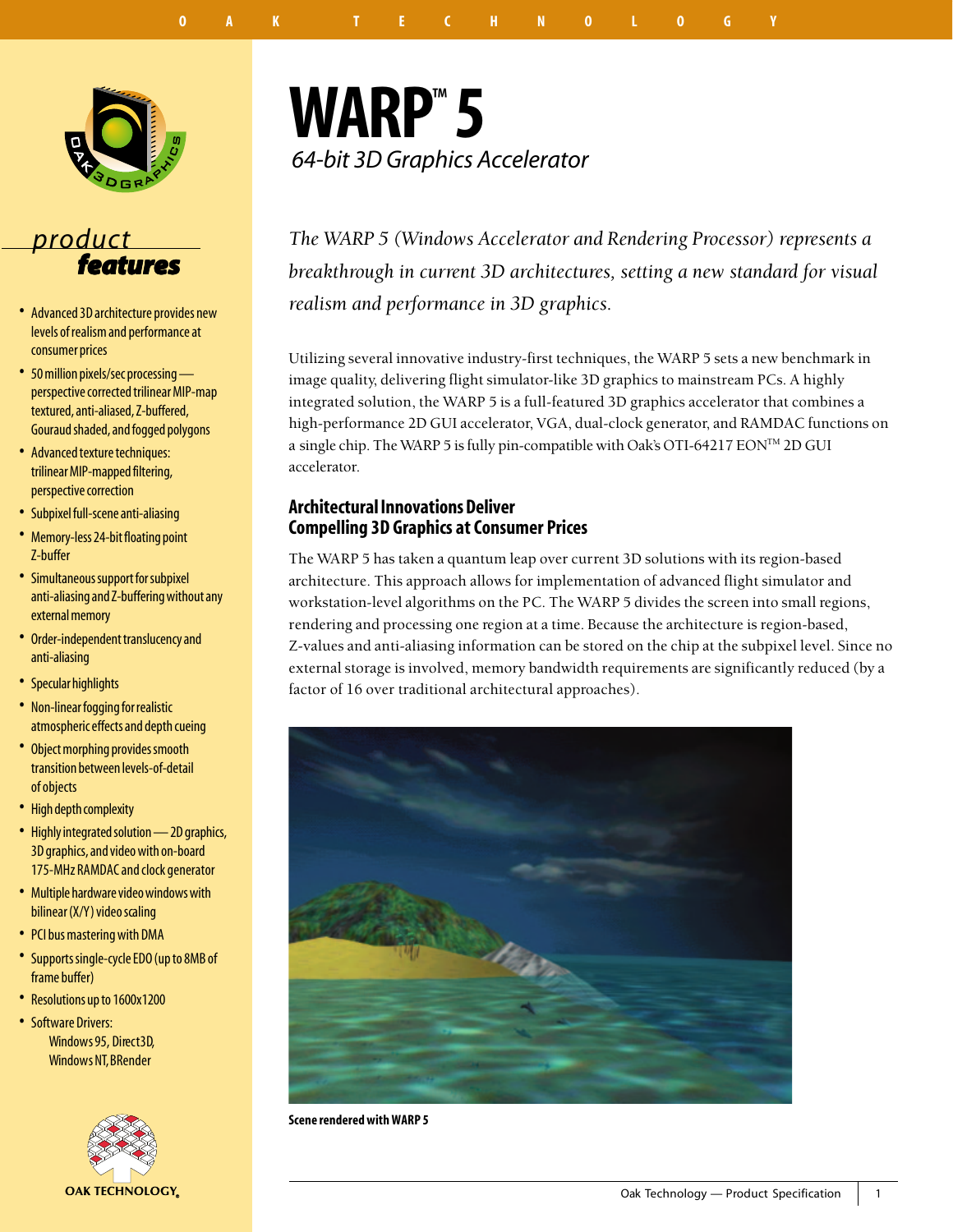# WARP™ 5

*64-bit 3D Graphics Accelerator*

## product features

- Advanced 3D architecture provides new levels of realism and performance at consumer prices
- 50 million pixels/sec processing — perspective corrected trilinear MIP-map textured, anti-aliased, Z-buffered, Gouraud shaded, and fogged polygons
- Advanced texture techniques: trilinear MIP-mapped filtering, perspective correction
- Subpixel full-scene anti-aliasing
- Memory-less 24-bit floating point Z-buffer
- Simultaneous support for subpixel anti-aliasing and Z-buffering without any external memory
- Order-independent translucency and anti-aliasing
- Specular highlights
- Non-linear fogging for realistic atmospheric effects and depth cueing
- Object morphing provides smooth transition between levels-of-detail of objects
- High depth complexity
- Highly integrated solution — 2D graphics, 3D graphics, and video with on-board 175-MHz RAMDAC and clock generator
- Multiple hardware video windows with bilinear (X/Y) video scaling
- PCI bus mastering with DMA
- Supports single-cycle EDO (up to 8MB of frame buffer)
- Resolutions up to 1600x1200
- Software Drivers:
  - Windows 95, Direct3D,
  - Windows NT, BRender

*The WARP 5 (Windows Accelerator and Rendering Processor) represents a breakthrough in current 3D architectures, setting a new standard for visual realism and performance in 3D graphics.*

Utilizing several innovative industry-first techniques, the WARP 5 sets a new benchmark in image quality, delivering flight simulator-like 3D graphics to mainstream PCs. A highly integrated solution, the WARP 5 is a full-featured 3D graphics accelerator that combines a high-performance 2D GUI accelerator, VGA, dual-clock generator, and RAMDAC functions on a single chip. The WARP 5 is fully pin-compatible with Oak's OTI-64217 EON™ 2D GUI accelerator.

## Architectural Innovations Deliver Compelling 3D Graphics at Consumer Prices

The WARP 5 has taken a quantum leap over current 3D solutions with its region-based architecture. This approach allows for implementation of advanced flight simulator and workstation-level algorithms on the PC. The WARP 5 divides the screen into small regions, rendering and processing one region at a time. Because the architecture is region-based, Z-values and anti-aliasing information can be stored on the chip at the subpixel level. Since no external storage is involved, memory bandwidth requirements are significantly reduced (by a factor of 16 over traditional architectural approaches).

**Scene rendered with WARP 5**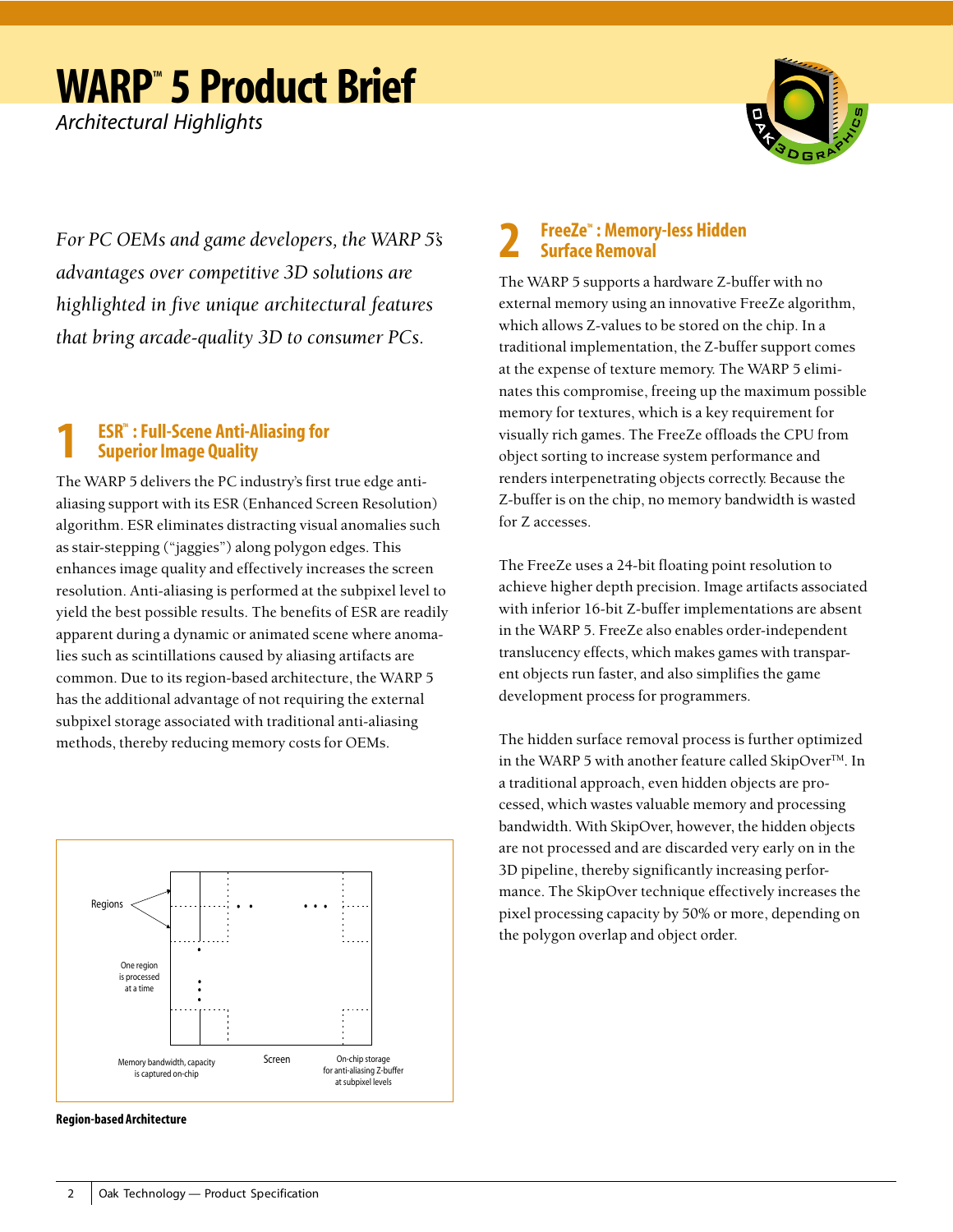# WARP™ 5 Product Brief

*Architectural Highlights*

*For PC OEMs and game developers, the WARP 5's advantages over competitive 3D solutions are highlighted in five unique architectural features that bring arcade-quality 3D to consumer PCs.*

## 1 ESR™ : Full-Scene Anti-Aliasing for Superior Image Quality

The WARP 5 delivers the PC industry's first true edge anti-aliasing support with its ESR (Enhanced Screen Resolution) algorithm. ESR eliminates distracting visual anomalies such as stair-stepping ("jaggies") along polygon edges. This enhances image quality and effectively increases the screen resolution. Anti-aliasing is performed at the subpixel level to yield the best possible results. The benefits of ESR are readily apparent during a dynamic or animated scene where anomalies such as scintillations caused by aliasing artifacts are common. Due to its region-based architecture, the WARP 5 has the additional advantage of not requiring the external subpixel storage associated with traditional anti-aliasing methods, thereby reducing memory costs for OEMs.

Regions

One region is processed at a time

Memory bandwidth, capacity is captured on-chip

Screen

On-chip storage for anti-aliasing Z-buffer at subpixel levels

**Region-based Architecture**

## 2 FreeZe™ : Memory-less Hidden Surface Removal

The WARP 5 supports a hardware Z-buffer with no external memory using an innovative FreeZe algorithm, which allows Z-values to be stored on the chip. In a traditional implementation, the Z-buffer support comes at the expense of texture memory. The WARP 5 eliminates this compromise, freeing up the maximum possible memory for textures, which is a key requirement for visually rich games. The FreeZe offloads the CPU from object sorting to increase system performance and renders interpenetrating objects correctly. Because the Z-buffer is on the chip, no memory bandwidth is wasted for Z accesses.

The FreeZe uses a 24-bit floating point resolution to achieve higher depth precision. Image artifacts associated with inferior 16-bit Z-buffer implementations are absent in the WARP 5. FreeZe also enables order-independent translucency effects, which makes games with transparent objects run faster, and also simplifies the game development process for programmers.

The hidden surface removal process is further optimized in the WARP 5 with another feature called SkipOver™. In a traditional approach, even hidden objects are processed, which wastes valuable memory and processing bandwidth. With SkipOver, however, the hidden objects are not processed and are discarded very early on in the 3D pipeline, thereby significantly increasing performance. The SkipOver technique effectively increases the pixel processing capacity by 50% or more, depending on the polygon overlap and object order.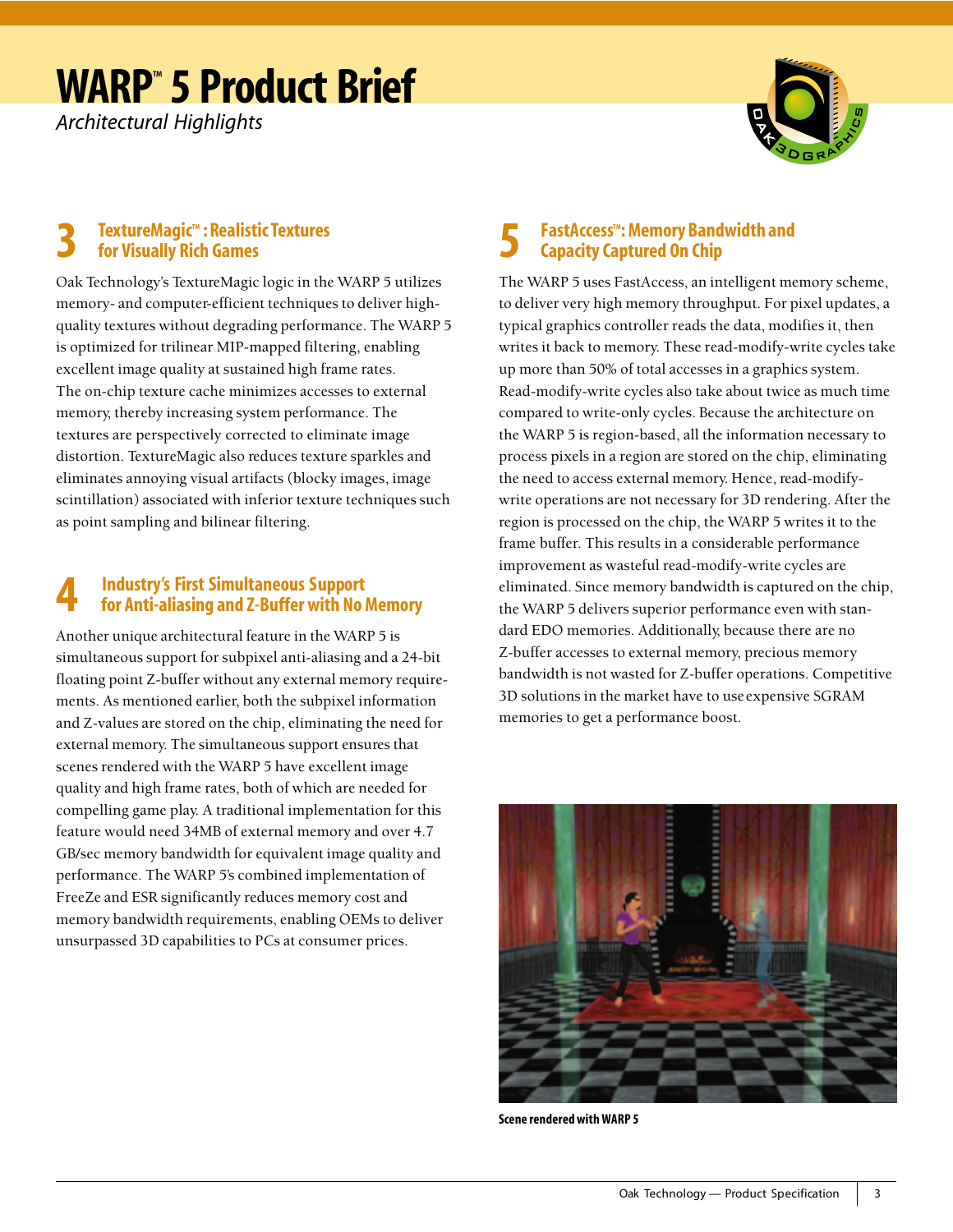# WARP™ 5 Product Brief

*Architectural Highlights*

## 3 TextureMagic™ : Realistic Textures for Visually Rich Games

Oak Technology's TextureMagic logic in the WARP 5 utilizes memory- and computer-efficient techniques to deliver high-quality textures without degrading performance. The WARP 5 is optimized for trilinear MIP-mapped filtering, enabling excellent image quality at sustained high frame rates. The on-chip texture cache minimizes accesses to external memory, thereby increasing system performance. The textures are perspectively corrected to eliminate image distortion. TextureMagic also reduces texture sparkles and eliminates annoying visual artifacts (blocky images, image scintillation) associated with inferior texture techniques such as point sampling and bilinear filtering.

## 4 Industry's First Simultaneous Support for Anti-aliasing and Z-Buffer with No Memory

Another unique architectural feature in the WARP 5 is simultaneous support for subpixel anti-aliasing and a 24-bit floating point Z-buffer without any external memory requirements. As mentioned earlier, both the subpixel information and Z-values are stored on the chip, eliminating the need for external memory. The simultaneous support ensures that scenes rendered with the WARP 5 have excellent image quality and high frame rates, both of which are needed for compelling game play. A traditional implementation for this feature would need 34MB of external memory and over 4.7 GB/sec memory bandwidth for equivalent image quality and performance. The WARP 5's combined implementation of FreeZe and ESR significantly reduces memory cost and memory bandwidth requirements, enabling OEMs to deliver unsurpassed 3D capabilities to PCs at consumer prices.

## 5 FastAccess™: Memory Bandwidth and Capacity Captured On Chip

The WARP 5 uses FastAccess, an intelligent memory scheme, to deliver very high memory throughput. For pixel updates, a typical graphics controller reads the data, modifies it, then writes it back to memory. These read-modify-write cycles take up more than 50% of total accesses in a graphics system. Read-modify-write cycles also take about twice as much time compared to write-only cycles. Because the architecture on the WARP 5 is region-based, all the information necessary to process pixels in a region are stored on the chip, eliminating the need to access external memory. Hence, read-modify-write operations are not necessary for 3D rendering. After the region is processed on the chip, the WARP 5 writes it to the frame buffer. This results in a considerable performance improvement as wasteful read-modify-write cycles are eliminated. Since memory bandwidth is captured on the chip, the WARP 5 delivers superior performance even with standard EDO memories. Additionally, because there are no Z-buffer accesses to external memory, precious memory bandwidth is not wasted for Z-buffer operations. Competitive 3D solutions in the market have to use expensive SGRAM memories to get a performance boost.

**Scene rendered with WARP 5**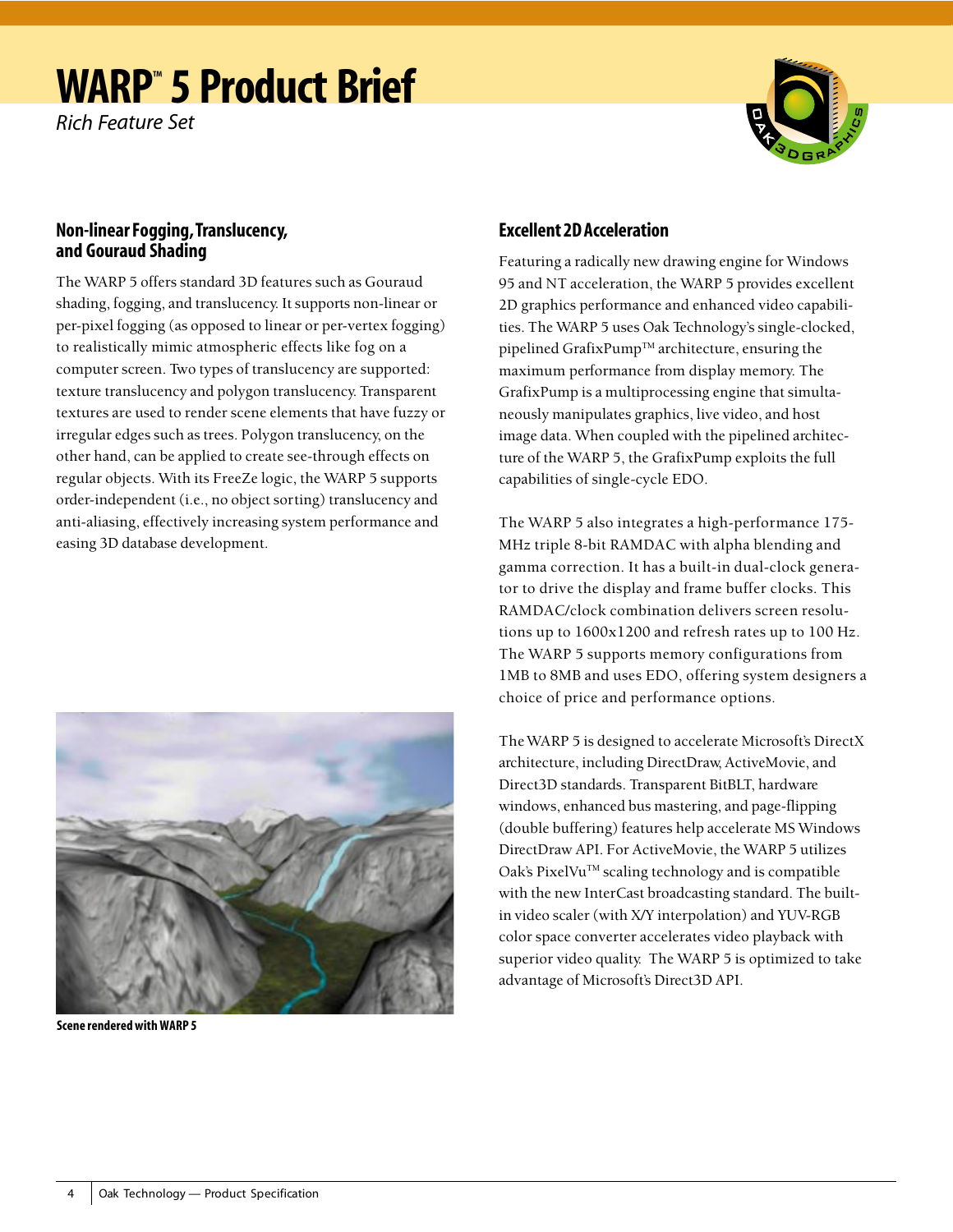# WARP™ 5 Product Brief

*Rich Feature Set*

## Non-linear Fogging, Translucency, and Gouraud Shading

The WARP 5 offers standard 3D features such as Gouraud shading, fogging, and translucency. It supports non-linear or per-pixel fogging (as opposed to linear or per-vertex fogging) to realistically mimic atmospheric effects like fog on a computer screen. Two types of translucency are supported: texture translucency and polygon translucency. Transparent textures are used to render scene elements that have fuzzy or irregular edges such as trees. Polygon translucency, on the other hand, can be applied to create see-through effects on regular objects. With its FreeZe logic, the WARP 5 supports order-independent (i.e., no object sorting) translucency and anti-aliasing, effectively increasing system performance and easing 3D database development.

**Scene rendered with WARP 5**

## Excellent 2D Acceleration

Featuring a radically new drawing engine for Windows 95 and NT acceleration, the WARP 5 provides excellent 2D graphics performance and enhanced video capabilities. The WARP 5 uses Oak Technology's single-clocked, pipelined GrafixPump™ architecture, ensuring the maximum performance from display memory. The GrafixPump is a multiprocessing engine that simultaneously manipulates graphics, live video, and host image data. When coupled with the pipelined architecture of the WARP 5, the GrafixPump exploits the full capabilities of single-cycle EDO.

The WARP 5 also integrates a high-performance 175-MHz triple 8-bit RAMDAC with alpha blending and gamma correction. It has a built-in dual-clock generator to drive the display and frame buffer clocks. This RAMDAC/clock combination delivers screen resolutions up to 1600x1200 and refresh rates up to 100 Hz. The WARP 5 supports memory configurations from 1MB to 8MB and uses EDO, offering system designers a choice of price and performance options.

The WARP 5 is designed to accelerate Microsoft's DirectX architecture, including DirectDraw, ActiveMovie, and Direct3D standards. Transparent BitBLT, hardware windows, enhanced bus mastering, and page-flipping (double buffering) features help accelerate MS Windows DirectDraw API. For ActiveMovie, the WARP 5 utilizes Oak's PixelVu™ scaling technology and is compatible with the new InterCast broadcasting standard. The built-in video scaler (with X/Y interpolation) and YUV-RGB color space converter accelerates video playback with superior video quality. The WARP 5 is optimized to take advantage of Microsoft's Direct3D API.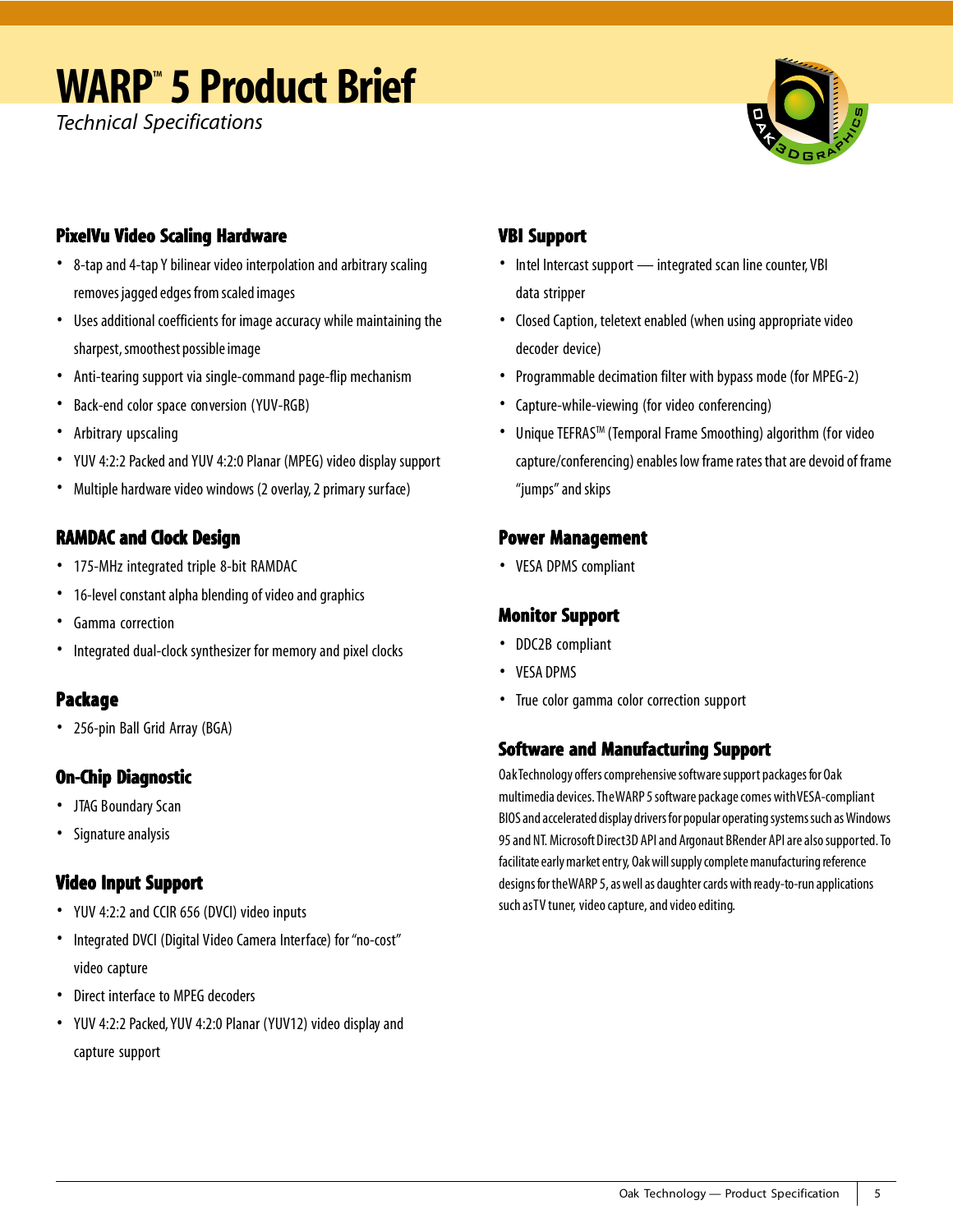# WARP™ 5 Product Brief

*Technical Specifications*

## PixelVu Video Scaling Hardware

- 8-tap and 4-tap Y bilinear video interpolation and arbitrary scaling removes jagged edges from scaled images
- Uses additional coefficients for image accuracy while maintaining the sharpest, smoothest possible image
- Anti-tearing support via single-command page-flip mechanism
- Back-end color space conversion (YUV-RGB)
- Arbitrary upscaling
- YUV 4:2:2 Packed and YUV 4:2:0 Planar (MPEG) video display support
- Multiple hardware video windows (2 overlay, 2 primary surface)

## RAMDAC and Clock Design

- 175-MHz integrated triple 8-bit RAMDAC
- 16-level constant alpha blending of video and graphics
- Gamma correction
- Integrated dual-clock synthesizer for memory and pixel clocks

## Package

- 256-pin Ball Grid Array (BGA)

## On-Chip Diagnostic

- JTAG Boundary Scan
- Signature analysis

## Video Input Support

- YUV 4:2:2 and CCIR 656 (DVCI) video inputs
- Integrated DVCI (Digital Video Camera Interface) for "no-cost" video capture
- Direct interface to MPEG decoders
- YUV 4:2:2 Packed, YUV 4:2:0 Planar (YUV12) video display and capture support

## VBI Support

- Intel Intercast support — integrated scan line counter, VBI data stripper
- Closed Caption, teletext enabled (when using appropriate video decoder device)
- Programmable decimation filter with bypass mode (for MPEG-2)
- Capture-while-viewing (for video conferencing)
- Unique TEFRAS™ (Temporal Frame Smoothing) algorithm (for video capture/conferencing) enables low frame rates that are devoid of frame "jumps" and skips

## Power Management

- VESA DPMS compliant

## Monitor Support

- DDC2B compliant
- VESA DPMS
- True color gamma color correction support

## Software and Manufacturing Support

Oak Technology offers comprehensive software support packages for Oak multimedia devices. The WARP 5 software package comes with VESA-compliant BIOS and accelerated display drivers for popular operating systems such as Windows 95 and NT. Microsoft Direct3D API and Argonaut BRender API are also supported. To facilitate early market entry, Oak will supply complete manufacturing reference designs for the WARP 5, as well as daughter cards with ready-to-run applications such as TV tuner, video capture, and video editing.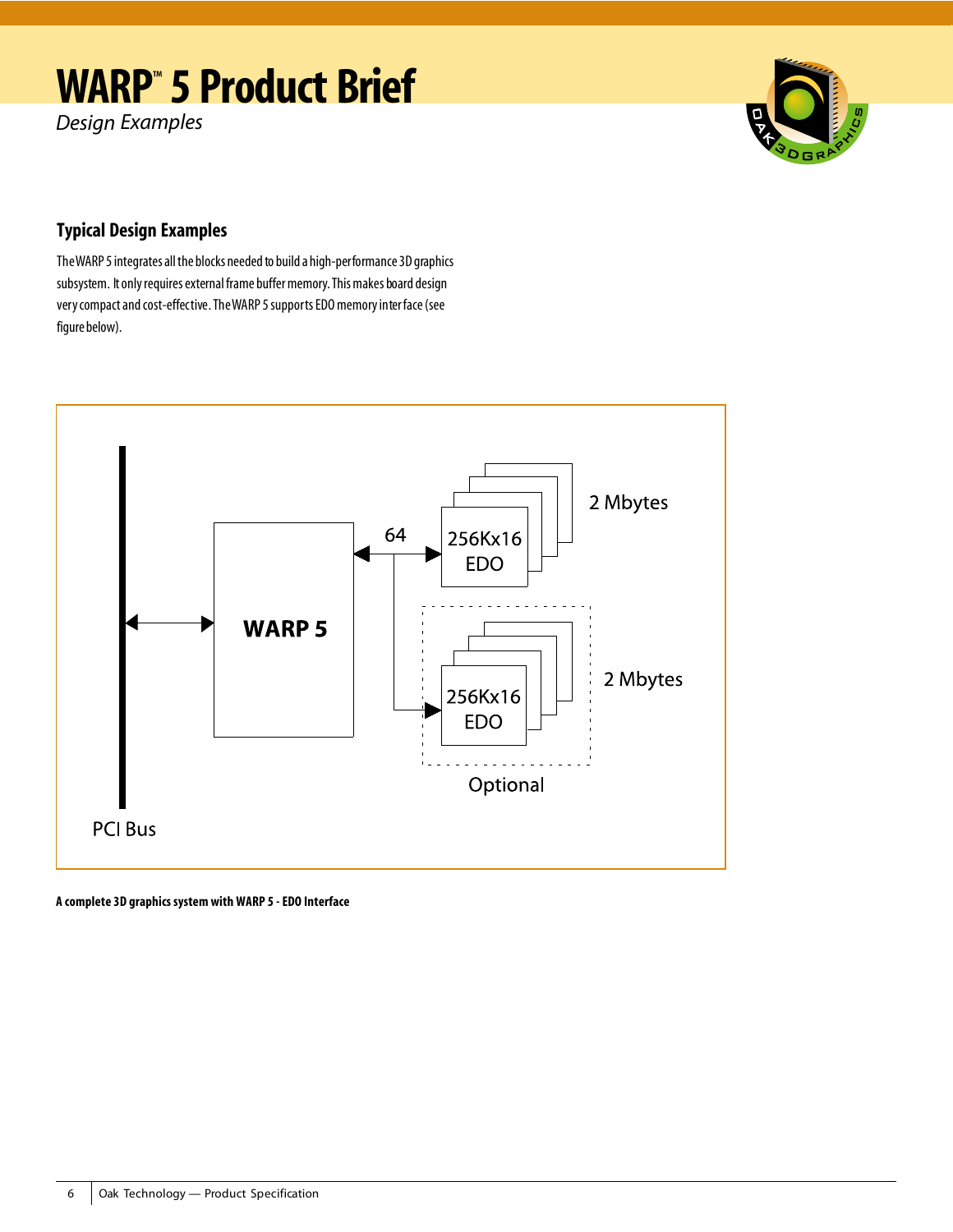# WARP™ 5 Product Brief

*Design Examples*

## Typical Design Examples

The WARP 5 integrates all the blocks needed to build a high-performance 3D graphics subsystem. It only requires external frame buffer memory. This makes board design very compact and cost-effective. The WARP 5 supports EDO memory interface (see figure below).

PCI Bus

WARP 5

64

256Kx16 EDO

2 Mbytes

256Kx16 EDO

2 Mbytes

Optional

**A complete 3D graphics system with WARP 5 - EDO Interface**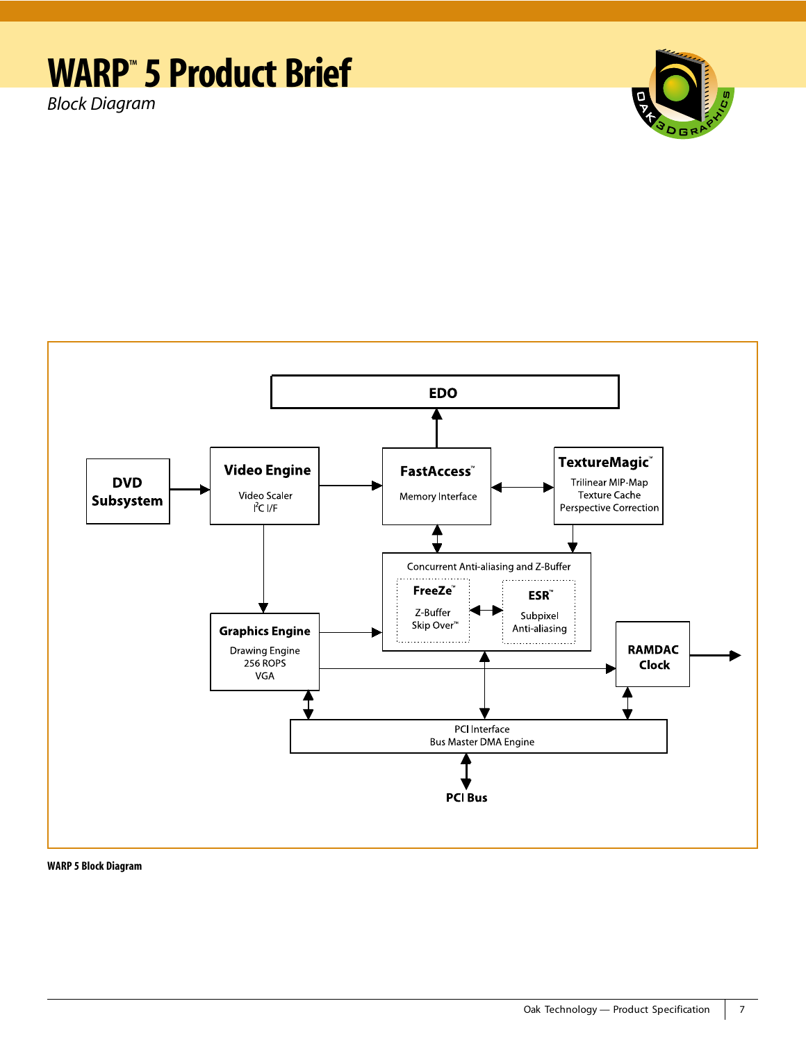# WARP™ 5 Product Brief

*Block Diagram*

EDO

DVD Subsystem

**Video Engine**
Video Scaler
I²C I/F

**FastAccess™**
Memory Interface

**TextureMagic™**
Trilinear MIP-Map
Texture Cache
Perspective Correction

Concurrent Anti-aliasing and Z-Buffer

**FreeZe™**
Z-Buffer
Skip Over™

**ESR™**
Subpixel
Anti-aliasing

**Graphics Engine**
Drawing Engine
256 ROPS
VGA

**RAMDAC**
**Clock**

PCI Interface
Bus Master DMA Engine

**PCI Bus**

**WARP 5 Block Diagram**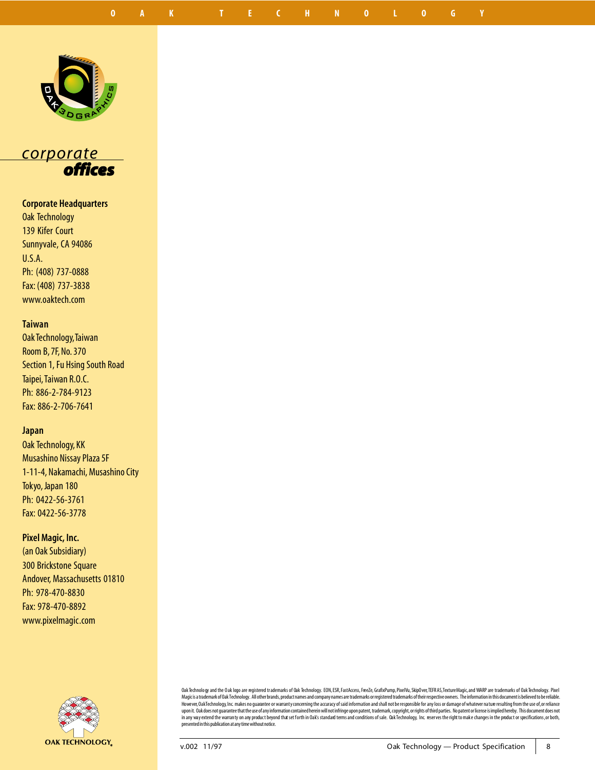## corporate offices

**Corporate Headquarters**
Oak Technology
139 Kifer Court
Sunnyvale, CA 94086
U.S.A.
Ph: (408) 737-0888
Fax: (408) 737-3838
www.oaktech.com

**Taiwan**
Oak Technology, Taiwan
Room B, 7F, No. 370
Section 1, Fu Hsing South Road
Taipei, Taiwan R.O.C.
Ph: 886-2-784-9123
Fax: 886-2-706-7641

**Japan**
Oak Technology, KK
Musashino Nissay Plaza 5F
1-11-4, Nakamachi, Musashino City
Tokyo, Japan 180
Ph: 0422-56-3761
Fax: 0422-56-3778

**Pixel Magic, Inc.**
(an Oak Subsidiary)
300 Brickstone Square
Andover, Massachusetts 01810
Ph: 978-470-8830
Fax: 978-470-8892
www.pixelmagic.com

OAK TECHNOLOGY

Oak Technology and the Oak logo are registered trademarks of Oak Technology. EON, ESR, FastAccess, FreeZe, GrafixPump, PixelVu, SkipOver, TEFRAS, TextureMagic, and WARP are trademarks of Oak Technology. Pixel Magic is a trademark of Oak Technology. All other brands, product names and company names are trademarks or registered trademarks of their respective owners. The information in this document is believed to be reliable. However, Oak Technology, Inc. makes no guarantee or warranty concerning the accuracy of said information and shall not be responsible for any loss or damage of whatever nature resulting from the use of, or reliance upon it. Oak does not guarantee that the use of any information contained herein will not infringe upon patent, trademark, copyright, or rights of third parties. No patent or license is implied hereby. This document does not in any way extend the warranty on any product beyond that set forth in Oak's standard terms and conditions of sale. Oak Technology, Inc. reserves the right to make changes in the product or specifications, or both, presented in this publication at any time without notice.

v.002 11/97